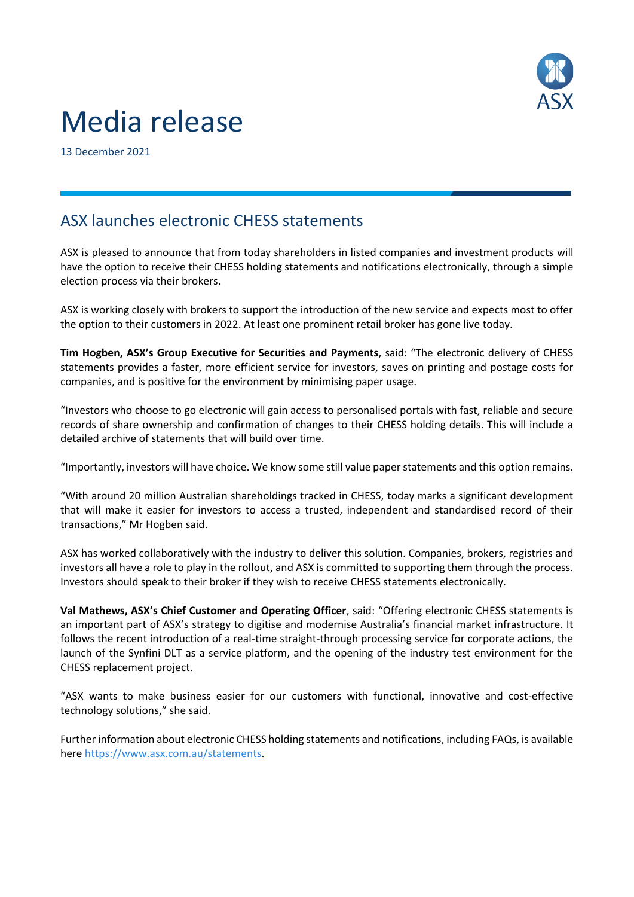# Media release

13 December 2021

## ASX launches electronic CHESS statements

ASX is pleased to announce that from today shareholders in listed companies and investment products will have the option to receive their CHESS holding statements and notifications electronically, through a simple election process via their brokers.

ASX is working closely with brokers to support the introduction of the new service and expects most to offer the option to their customers in 2022. At least one prominent retail broker has gone live today.

**Tim Hogben, ASX's Group Executive for Securities and Payments**, said: "The electronic delivery of CHESS statements provides a faster, more efficient service for investors, saves on printing and postage costs for companies, and is positive for the environment by minimising paper usage.

"Investors who choose to go electronic will gain access to personalised portals with fast, reliable and secure records of share ownership and confirmation of changes to their CHESS holding details. This will include a detailed archive of statements that will build over time.

"Importantly, investors will have choice. We know some still value paper statements and this option remains.

"With around 20 million Australian shareholdings tracked in CHESS, today marks a significant development that will make it easier for investors to access a trusted, independent and standardised record of their transactions," Mr Hogben said.

ASX has worked collaboratively with the industry to deliver this solution. Companies, brokers, registries and investors all have a role to play in the rollout, and ASX is committed to supporting them through the process. Investors should speak to their broker if they wish to receive CHESS statements electronically.

**Val Mathews, ASX's Chief Customer and Operating Officer**, said: "Offering electronic CHESS statements is an important part of ASX's strategy to digitise and modernise Australia's financial market infrastructure. It follows the recent introduction of a real-time straight-through processing service for corporate actions, the launch of the Synfini DLT as a service platform, and the opening of the industry test environment for the CHESS replacement project.

"ASX wants to make business easier for our customers with functional, innovative and cost-effective technology solutions," she said.

Further information about electronic CHESS holding statements and notifications, including FAQs, is available here [https://www.asx.com.au/statements](https://www.asx.com.au/statements).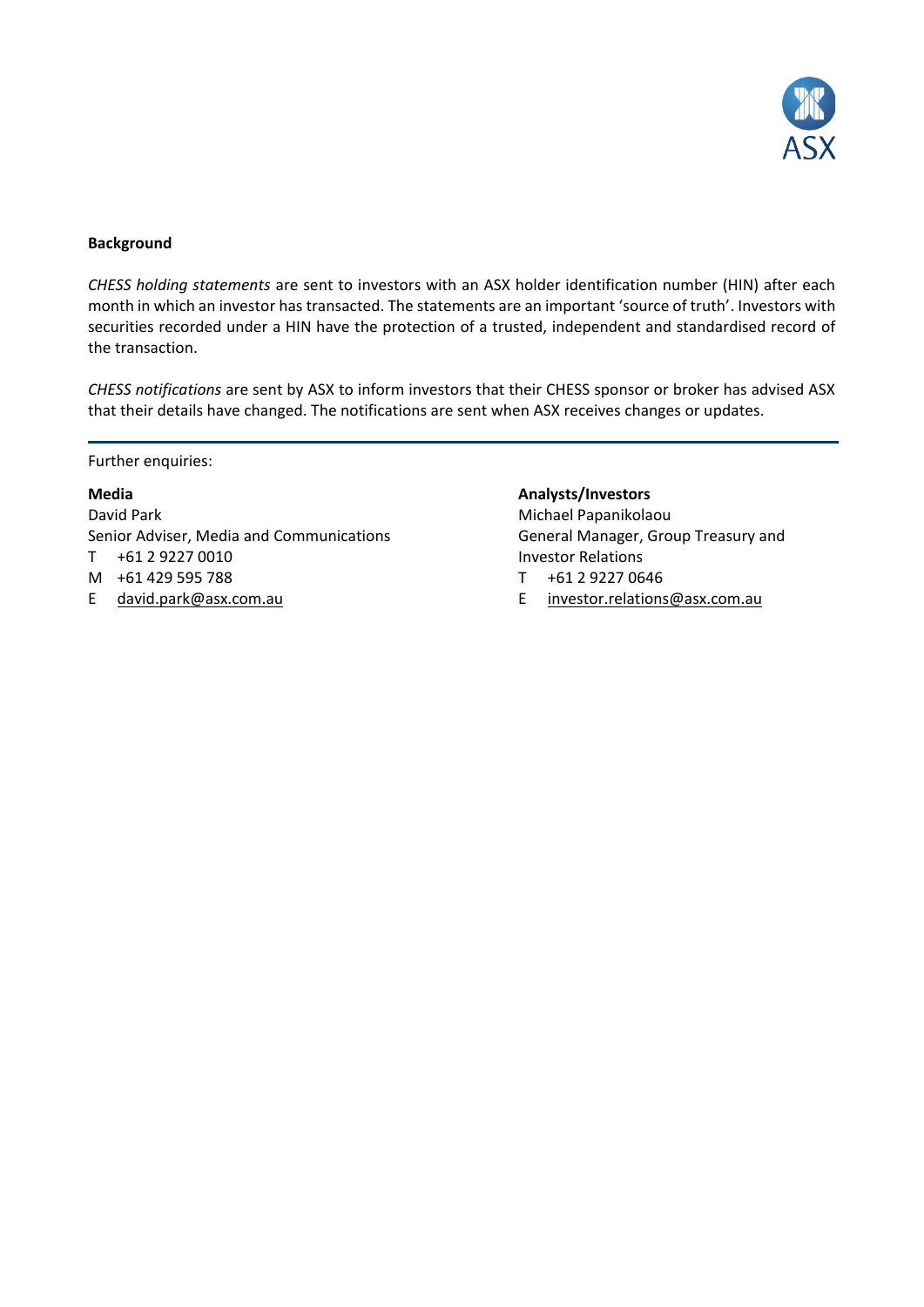**Background**

*CHESS holding statements* are sent to investors with an ASX holder identification number (HIN) after each month in which an investor has transacted. The statements are an important 'source of truth'. Investors with securities recorded under a HIN have the protection of a trusted, independent and standardised record of the transaction.

*CHESS notifications* are sent by ASX to inform investors that their CHESS sponsor or broker has advised ASX that their details have changed. The notifications are sent when ASX receives changes or updates.

---

Further enquiries:

**Media**
David Park
Senior Adviser, Media and Communications
T +61 2 9227 0010
M +61 429 595 788
E david.park@asx.com.au

**Analysts/Investors**
Michael Papanikolaou
General Manager, Group Treasury and Investor Relations
T +61 2 9227 0646
E investor.relations@asx.com.au